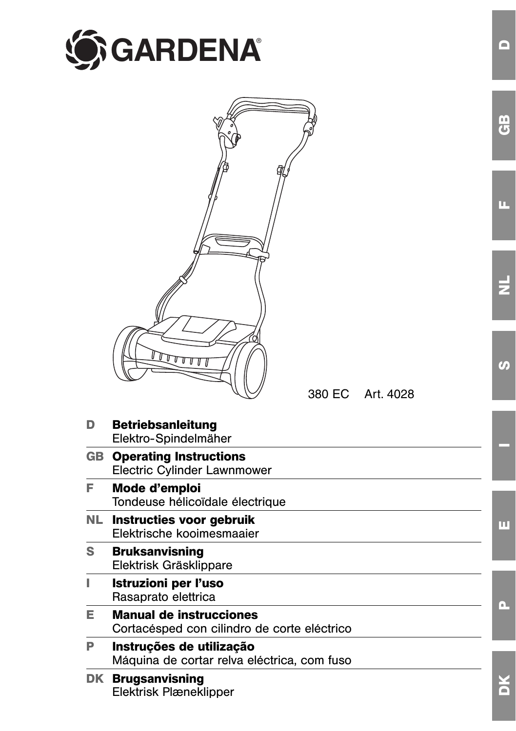# GARDENA®

380 EC Art. 4028

| | |
|---|---|
| **D** | **Betriebsanleitung**<br>Elektro-Spindelmäher |
| **GB** | **Operating Instructions**<br>Electric Cylinder Lawnmower |
| **F** | **Mode d'emploi**<br>Tondeuse hélicoïdale électrique |
| **NL** | **Instructies voor gebruik**<br>Elektrische kooimesmaaier |
| **S** | **Bruksanvisning**<br>Elektrisk Gräsklippare |
| **I** | **Istruzioni per l'uso**<br>Rasaprato elettrica |
| **E** | **Manual de instrucciones**<br>Cortacésped con cilindro de corte eléctrico |
| **P** | **Instruções de utilização**<br>Máquina de cortar relva eléctrica, com fuso |
| **DK** | **Brugsanvisning**<br>Elektrisk Plæneklipper |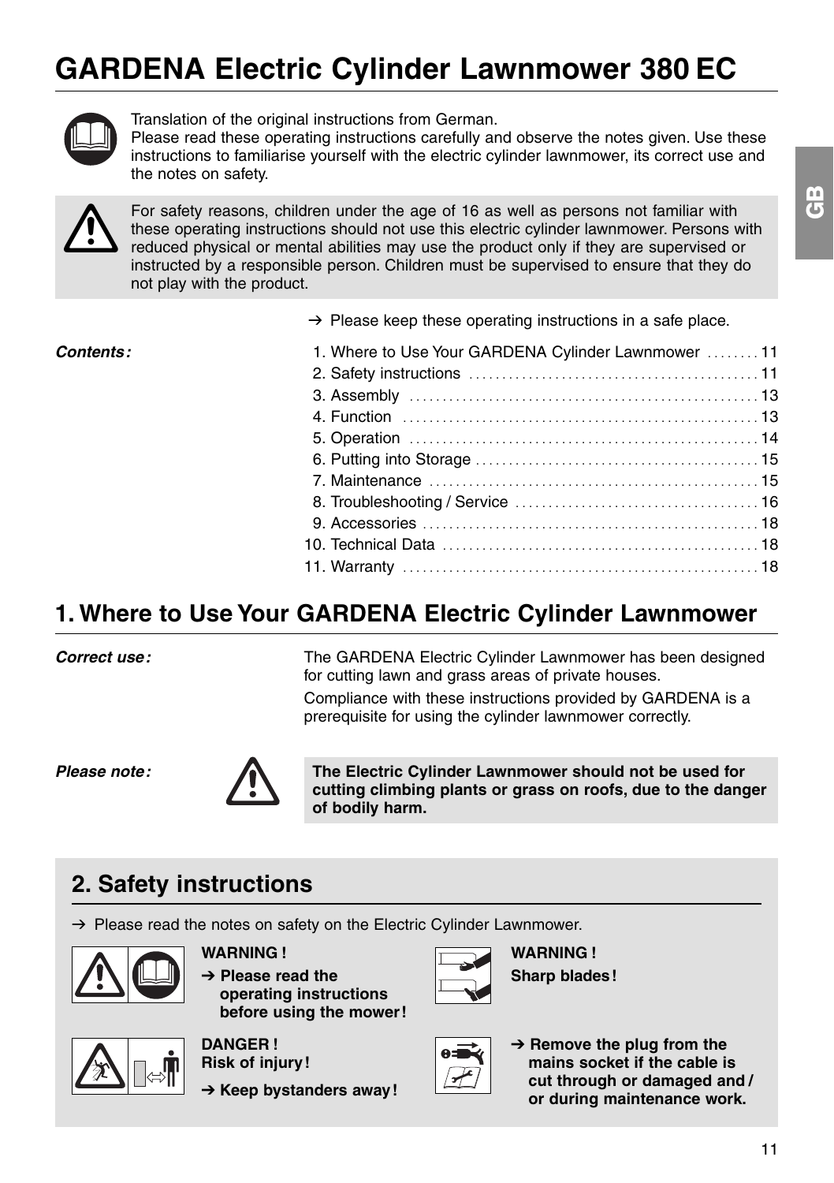# GARDENA Electric Cylinder Lawnmower 380 EC

Translation of the original instructions from German.
Please read these operating instructions carefully and observe the notes given. Use these instructions to familiarise yourself with the electric cylinder lawnmower, its correct use and the notes on safety.

For safety reasons, children under the age of 16 as well as persons not familiar with these operating instructions should not use this electric cylinder lawnmower. Persons with reduced physical or mental abilities may use the product only if they are supervised or instructed by a responsible person. Children must be supervised to ensure that they do not play with the product.

➔ Please keep these operating instructions in a safe place.

*Contents:*

1. Where to Use Your GARDENA Cylinder Lawnmower . . . . . . . . 11
2. Safety instructions . . . . . . . . 11
3. Assembly . . . . . . . . 13
4. Function . . . . . . . . 13
5. Operation . . . . . . . . 14
6. Putting into Storage . . . . . . . . 15
7. Maintenance . . . . . . . . 15
8. Troubleshooting / Service . . . . . . . . 16
9. Accessories . . . . . . . . 18
10. Technical Data . . . . . . . . 18
11. Warranty . . . . . . . . 18

## 1. Where to Use Your GARDENA Electric Cylinder Lawnmower

*Correct use:*

The GARDENA Electric Cylinder Lawnmower has been designed for cutting lawn and grass areas of private houses.

Compliance with these instructions provided by GARDENA is a prerequisite for using the cylinder lawnmower correctly.

*Please note:*

**The Electric Cylinder Lawnmower should not be used for cutting climbing plants or grass on roofs, due to the danger of bodily harm.**

## 2. Safety instructions

➔ Please read the notes on safety on the Electric Cylinder Lawnmower.

**WARNING !**
**➔ Please read the operating instructions before using the mower!**

**WARNING !**
**Sharp blades!**

**DANGER !**
**Risk of injury!**
**➔ Keep bystanders away!**

**➔ Remove the plug from the mains socket if the cable is cut through or damaged and / or during maintenance work.**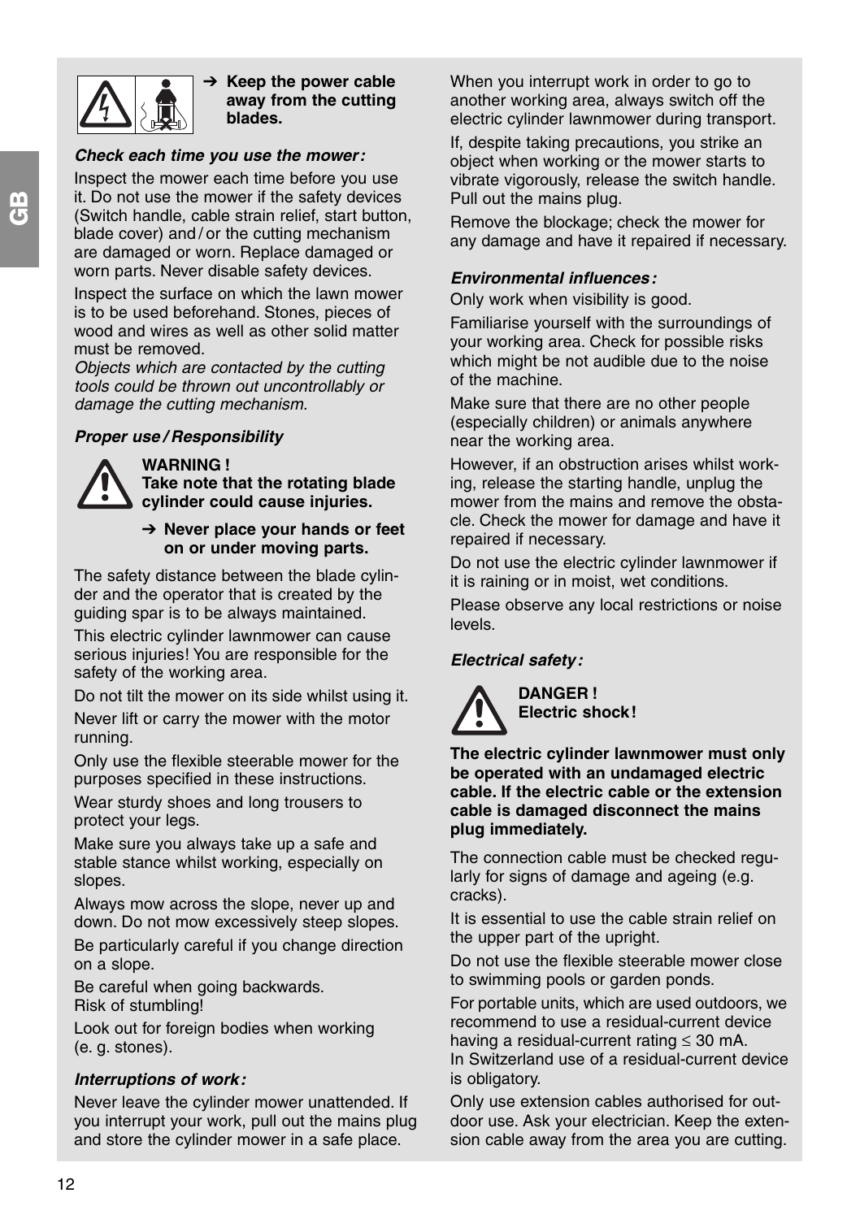➔ **Keep the power cable away from the cutting blades.**

***Check each time you use the mower:***

Inspect the mower each time before you use it. Do not use the mower if the safety devices (Switch handle, cable strain relief, start button, blade cover) and / or the cutting mechanism are damaged or worn. Replace damaged or worn parts. Never disable safety devices.

Inspect the surface on which the lawn mower is to be used beforehand. Stones, pieces of wood and wires as well as other solid matter must be removed.
*Objects which are contacted by the cutting tools could be thrown out uncontrollably or damage the cutting mechanism.*

***Proper use / Responsibility***

**WARNING !**
**Take note that the rotating blade cylinder could cause injuries.**

➔ **Never place your hands or feet on or under moving parts.**

The safety distance between the blade cylinder and the operator that is created by the guiding spar is to be always maintained.

This electric cylinder lawnmower can cause serious injuries! You are responsible for the safety of the working area.

Do not tilt the mower on its side whilst using it.

Never lift or carry the mower with the motor running.

Only use the flexible steerable mower for the purposes specified in these instructions.

Wear sturdy shoes and long trousers to protect your legs.

Make sure you always take up a safe and stable stance whilst working, especially on slopes.

Always mow across the slope, never up and down. Do not mow excessively steep slopes.

Be particularly careful if you change direction on a slope.

Be careful when going backwards.
Risk of stumbling!

Look out for foreign bodies when working (e. g. stones).

***Interruptions of work:***

Never leave the cylinder mower unattended. If you interrupt your work, pull out the mains plug and store the cylinder mower in a safe place.

When you interrupt work in order to go to another working area, always switch off the electric cylinder lawnmower during transport.

If, despite taking precautions, you strike an object when working or the mower starts to vibrate vigorously, release the switch handle. Pull out the mains plug.

Remove the blockage; check the mower for any damage and have it repaired if necessary.

***Environmental influences:***

Only work when visibility is good.

Familiarise yourself with the surroundings of your working area. Check for possible risks which might be not audible due to the noise of the machine.

Make sure that there are no other people (especially children) or animals anywhere near the working area.

However, if an obstruction arises whilst working, release the starting handle, unplug the mower from the mains and remove the obstacle. Check the mower for damage and have it repaired if necessary.

Do not use the electric cylinder lawnmower if it is raining or in moist, wet conditions.

Please observe any local restrictions or noise levels.

***Electrical safety:***

**DANGER !**
**Electric shock!**

**The electric cylinder lawnmower must only be operated with an undamaged electric cable. If the electric cable or the extension cable is damaged disconnect the mains plug immediately.**

The connection cable must be checked regularly for signs of damage and ageing (e.g. cracks).

It is essential to use the cable strain relief on the upper part of the upright.

Do not use the flexible steerable mower close to swimming pools or garden ponds.

For portable units, which are used outdoors, we recommend to use a residual-current device having a residual-current rating ≤ 30 mA.
In Switzerland use of a residual-current device is obligatory.

Only use extension cables authorised for outdoor use. Ask your electrician. Keep the extension cable away from the area you are cutting.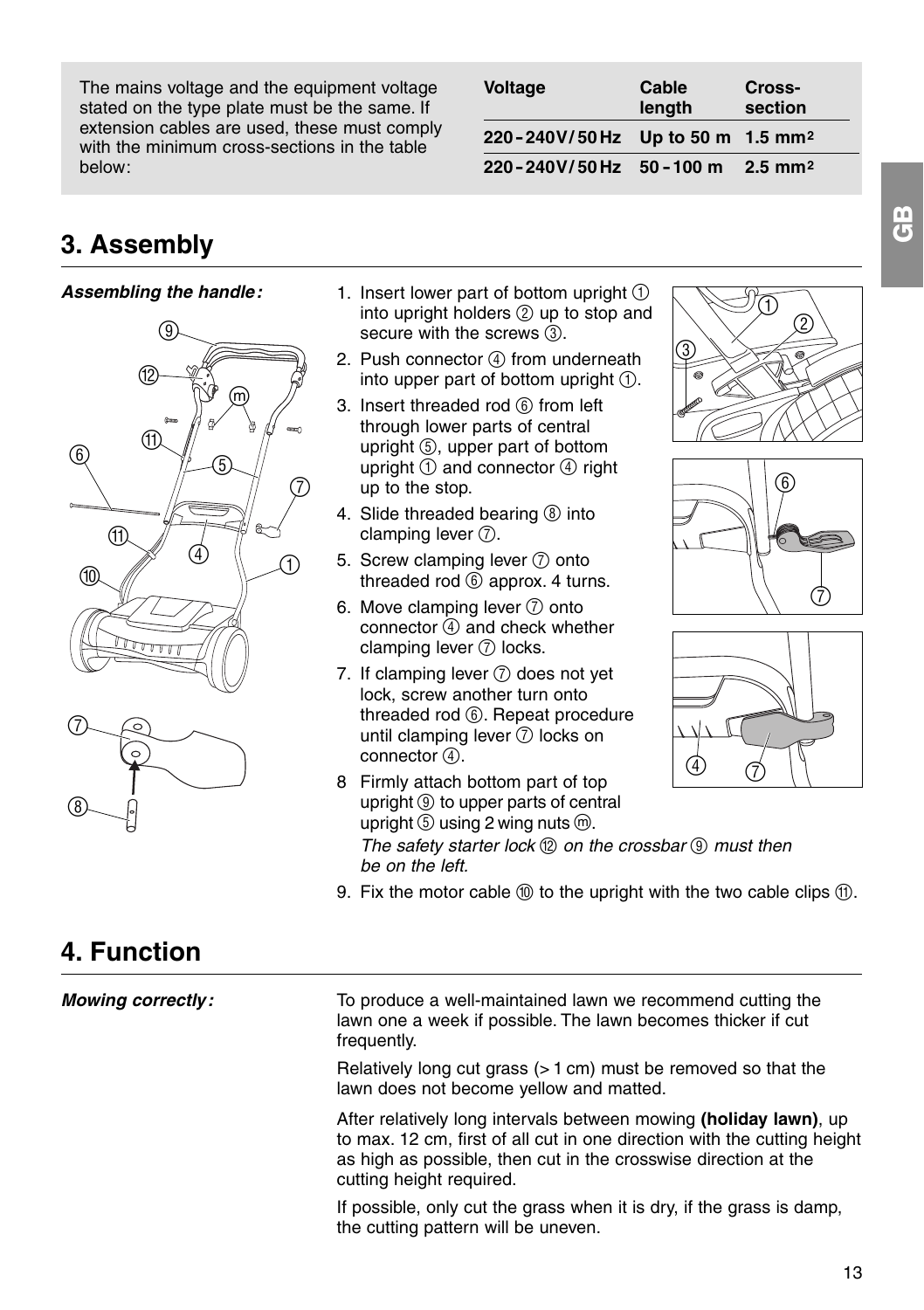The mains voltage and the equipment voltage stated on the type plate must be the same. If extension cables are used, these must comply with the minimum cross-sections in the table below:

| Voltage | Cable length | Cross-section |
|---|---|---|
| 220 - 240V / 50 Hz | Up to 50 m | 1.5 mm² |
| 220 - 240V / 50 Hz | 50 - 100 m | 2.5 mm² |

## 3. Assembly

***Assembling the handle:***

1. Insert lower part of bottom upright ① into upright holders ② up to stop and secure with the screws ③.
2. Push connector ④ from underneath into upper part of bottom upright ①.
3. Insert threaded rod ⑥ from left through lower parts of central upright ⑤, upper part of bottom upright ① and connector ④ right up to the stop.
4. Slide threaded bearing ⑧ into clamping lever ⑦.
5. Screw clamping lever ⑦ onto threaded rod ⑥ approx. 4 turns.
6. Move clamping lever ⑦ onto connector ④ and check whether clamping lever ⑦ locks.
7. If clamping lever ⑦ does not yet lock, screw another turn onto threaded rod ⑥. Repeat procedure until clamping lever ⑦ locks on connector ④.
8. Firmly attach bottom part of top upright ⑨ to upper parts of central upright ⑤ using 2 wing nuts ⓜ.
   *The safety starter lock ⑫ on the crossbar ⑨ must then be on the left.*
9. Fix the motor cable ⑩ to the upright with the two cable clips ⑪.

## 4. Function

***Mowing correctly:***

To produce a well-maintained lawn we recommend cutting the lawn one a week if possible. The lawn becomes thicker if cut frequently.

Relatively long cut grass (> 1 cm) must be removed so that the lawn does not become yellow and matted.

After relatively long intervals between mowing **(holiday lawn)**, up to max. 12 cm, first of all cut in one direction with the cutting height as high as possible, then cut in the crosswise direction at the cutting height required.

If possible, only cut the grass when it is dry, if the grass is damp, the cutting pattern will be uneven.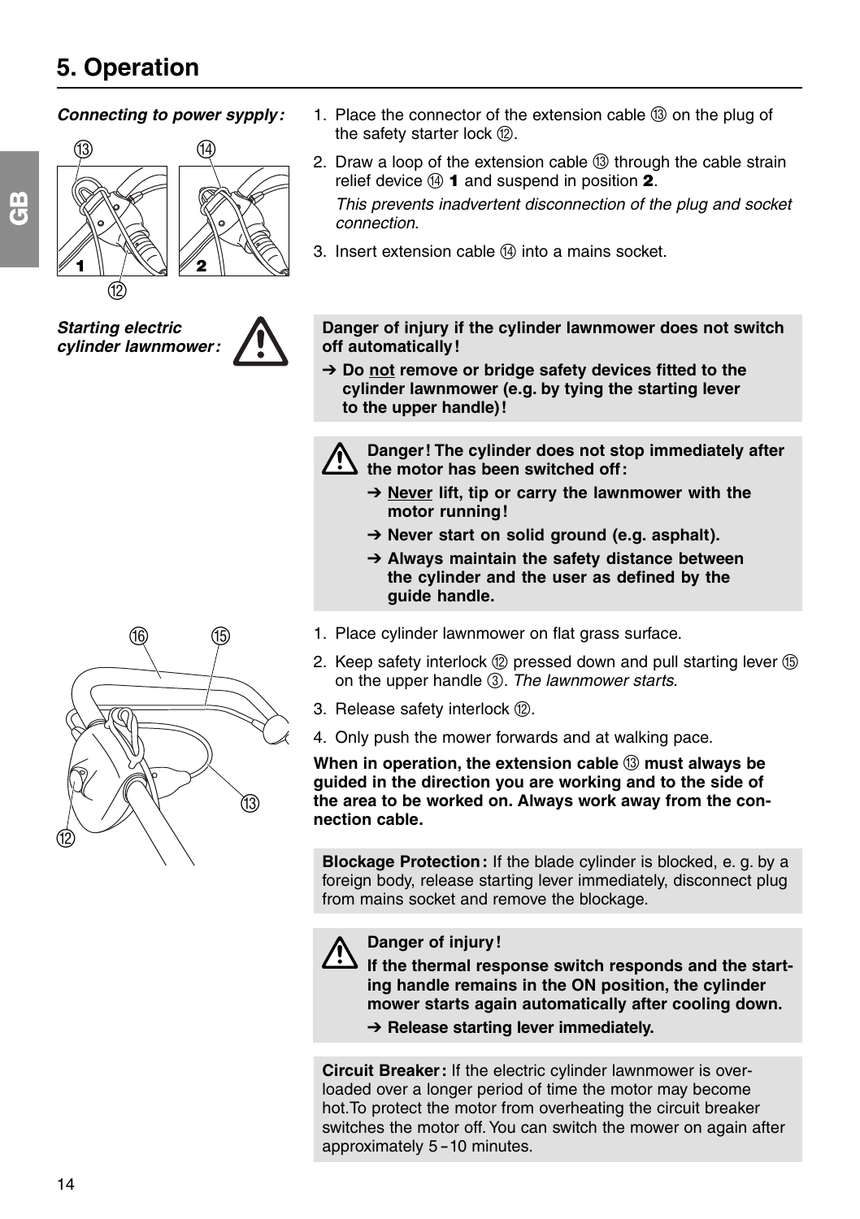# 5. Operation

***Connecting to power sypply:***

1. Place the connector of the extension cable ⑬ on the plug of the safety starter lock ⑫.
2. Draw a loop of the extension cable ⑬ through the cable strain relief device ⑭ **1** and suspend in position **2**.

   *This prevents inadvertent disconnection of the plug and socket connection.*
3. Insert extension cable ⑭ into a mains socket.

***Starting electric cylinder lawnmower:***

**Danger of injury if the cylinder lawnmower does not switch off automatically!**

**➔ Do <u>not</u> remove or bridge safety devices fitted to the cylinder lawnmower (e.g. by tying the starting lever to the upper handle)!**

**Danger! The cylinder does not stop immediately after the motor has been switched off:**

**➔ <u>Never</u> lift, tip or carry the lawnmower with the motor running!**

**➔ Never start on solid ground (e.g. asphalt).**

**➔ Always maintain the safety distance between the cylinder and the user as defined by the guide handle.**

1. Place cylinder lawnmower on flat grass surface.
2. Keep safety interlock ⑫ pressed down and pull starting lever ⑮ on the upper handle ③. *The lawnmower starts.*
3. Release safety interlock ⑫.
4. Only push the mower forwards and at walking pace.

**When in operation, the extension cable ⑬ must always be guided in the direction you are working and to the side of the area to be worked on. Always work away from the connection cable.**

**Blockage Protection:** If the blade cylinder is blocked, e. g. by a foreign body, release starting lever immediately, disconnect plug from mains socket and remove the blockage.

**Danger of injury!**

**If the thermal response switch responds and the starting handle remains in the ON position, the cylinder mower starts again automatically after cooling down.**

**➔ Release starting lever immediately.**

**Circuit Breaker:** If the electric cylinder lawnmower is overloaded over a longer period of time the motor may become hot. To protect the motor from overheating the circuit breaker switches the motor off. You can switch the mower on again after approximately 5 – 10 minutes.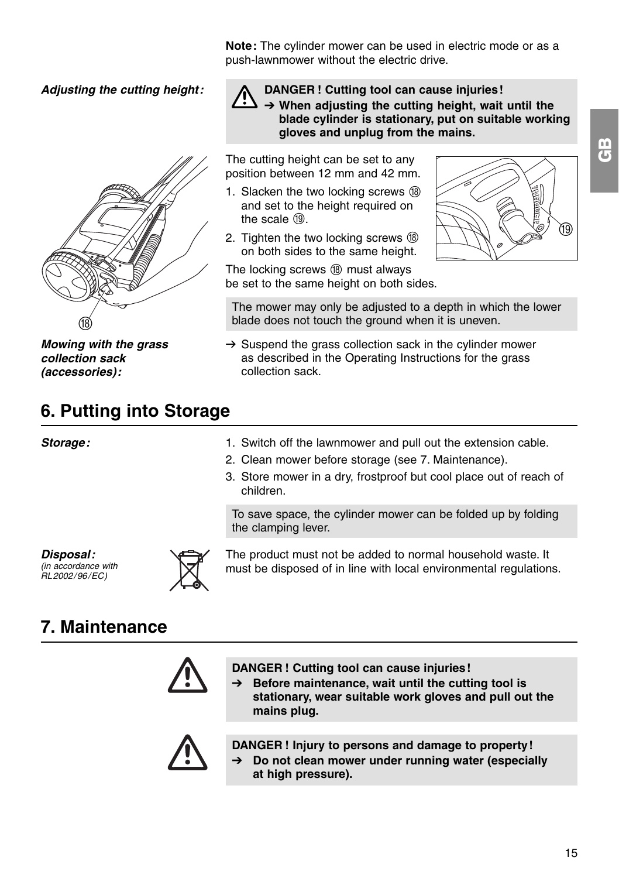**Note:** The cylinder mower can be used in electric mode or as a push-lawnmower without the electric drive.

***Adjusting the cutting height:***

**DANGER ! Cutting tool can cause injuries!**
**➔ When adjusting the cutting height, wait until the blade cylinder is stationary, put on suitable working gloves and unplug from the mains.**

The cutting height can be set to any position between 12 mm and 42 mm.

1. Slacken the two locking screws ⑱ and set to the height required on the scale ⑲.
2. Tighten the two locking screws ⑱ on both sides to the same height.

The locking screws ⑱ must always be set to the same height on both sides.

The mower may only be adjusted to a depth in which the lower blade does not touch the ground when it is uneven.

***Mowing with the grass collection sack (accessories):***

➔ Suspend the grass collection sack in the cylinder mower as described in the Operating Instructions for the grass collection sack.

## 6. Putting into Storage

***Storage:***

1. Switch off the lawnmower and pull out the extension cable.
2. Clean mower before storage (see 7. Maintenance).
3. Store mower in a dry, frostproof but cool place out of reach of children.

To save space, the cylinder mower can be folded up by folding the clamping lever.

***Disposal:***
*(in accordance with RL2002/96/EC)*

The product must not be added to normal household waste. It must be disposed of in line with local environmental regulations.

## 7. Maintenance

**DANGER ! Cutting tool can cause injuries!**
**➔ Before maintenance, wait until the cutting tool is stationary, wear suitable work gloves and pull out the mains plug.**

**DANGER ! Injury to persons and damage to property!**
**➔ Do not clean mower under running water (especially at high pressure).**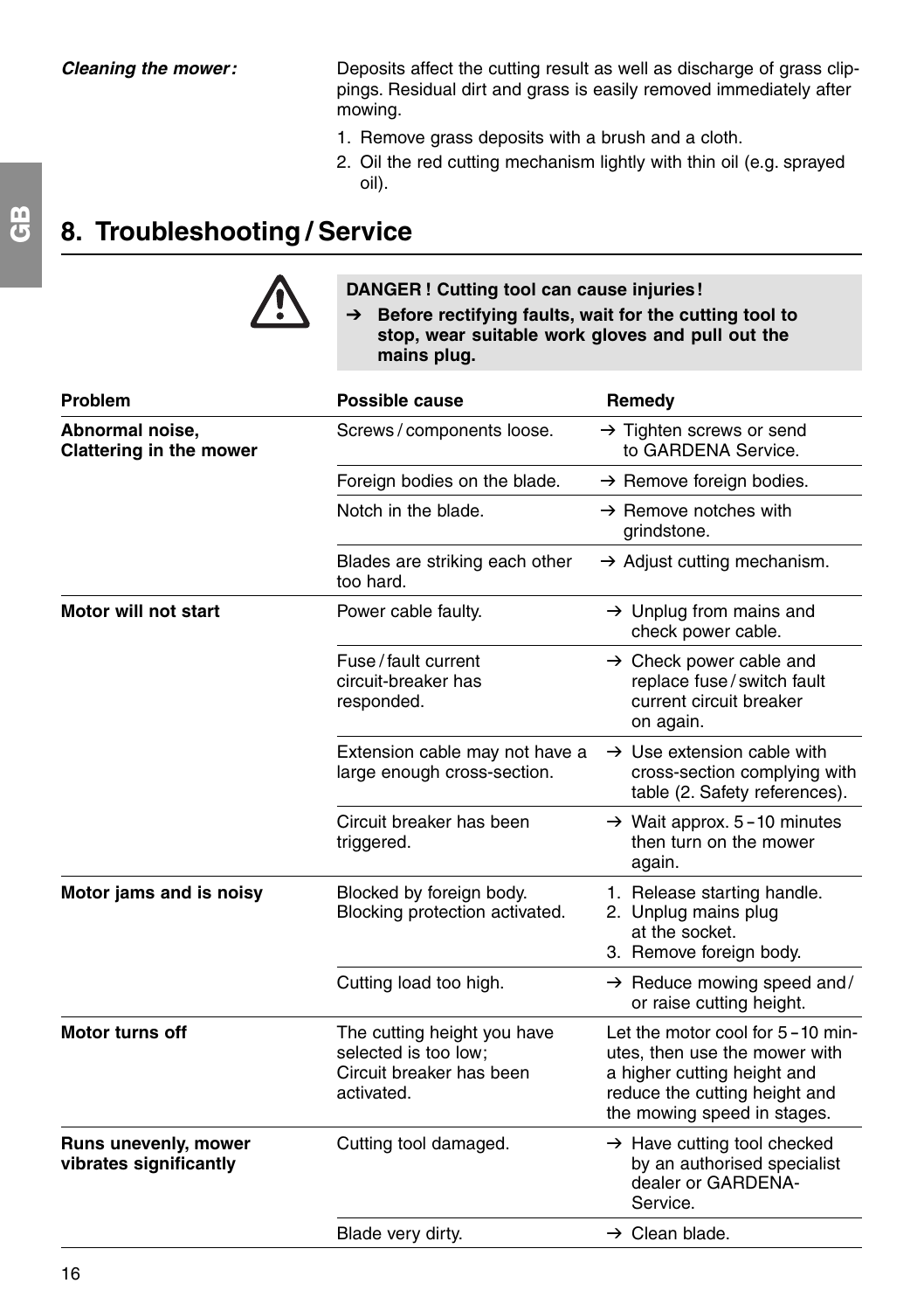***Cleaning the mower:*** Deposits affect the cutting result as well as discharge of grass clippings. Residual dirt and grass is easily removed immediately after mowing.

1. Remove grass deposits with a brush and a cloth.
2. Oil the red cutting mechanism lightly with thin oil (e.g. sprayed oil).

## 8. Troubleshooting / Service

**DANGER ! Cutting tool can cause injuries!**

**➔ Before rectifying faults, wait for the cutting tool to stop, wear suitable work gloves and pull out the mains plug.**

| Problem | Possible cause | Remedy |
|---|---|---|
| **Abnormal noise, Clattering in the mower** | Screws / components loose. | → Tighten screws or send to GARDENA Service. |
| | Foreign bodies on the blade. | → Remove foreign bodies. |
| | Notch in the blade. | → Remove notches with grindstone. |
| | Blades are striking each other too hard. | → Adjust cutting mechanism. |
| **Motor will not start** | Power cable faulty. | → Unplug from mains and check power cable. |
| | Fuse / fault current circuit-breaker has responded. | → Check power cable and replace fuse / switch fault current circuit breaker on again. |
| | Extension cable may not have a large enough cross-section. | → Use extension cable with cross-section complying with table (2. Safety references). |
| | Circuit breaker has been triggered. | → Wait approx. 5 – 10 minutes then turn on the mower again. |
| **Motor jams and is noisy** | Blocked by foreign body. Blocking protection activated. | 1. Release starting handle. 2. Unplug mains plug at the socket. 3. Remove foreign body. |
| | Cutting load too high. | → Reduce mowing speed and / or raise cutting height. |
| **Motor turns off** | The cutting height you have selected is too low; Circuit breaker has been activated. | Let the motor cool for 5 – 10 minutes, then use the mower with a higher cutting height and reduce the cutting height and the mowing speed in stages. |
| **Runs unevenly, mower vibrates significantly** | Cutting tool damaged. | → Have cutting tool checked by an authorised specialist dealer or GARDENA-Service. |
| | Blade very dirty. | → Clean blade. |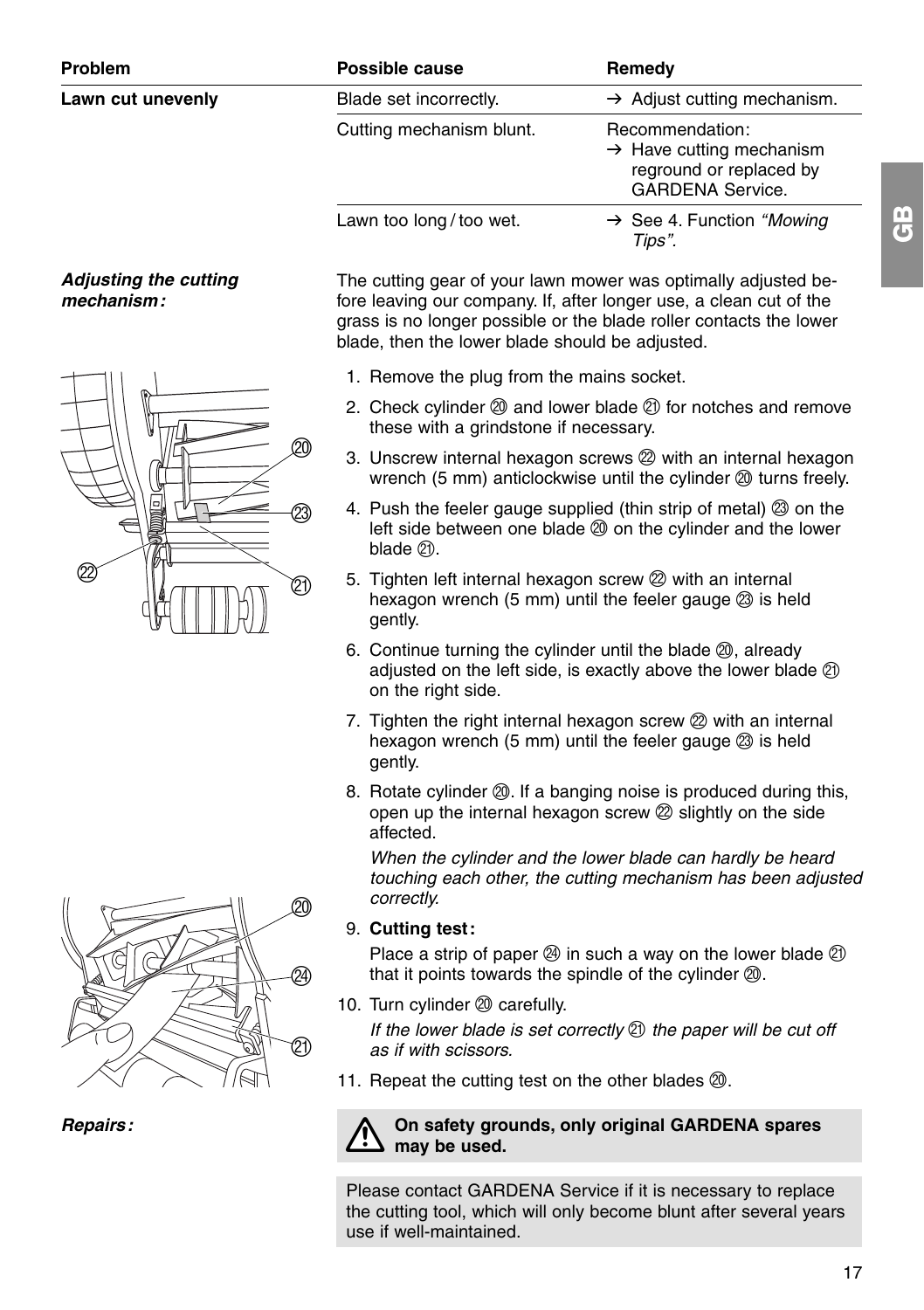| Problem | Possible cause | Remedy |
|---|---|---|
| **Lawn cut unevenly** | Blade set incorrectly. | → Adjust cutting mechanism. |
| | Cutting mechanism blunt. | Recommendation: → Have cutting mechanism reground or replaced by GARDENA Service. |
| | Lawn too long / too wet. | → See 4. Function *“Mowing Tips”*. |

***Adjusting the cutting mechanism:***

The cutting gear of your lawn mower was optimally adjusted before leaving our company. If, after longer use, a clean cut of the grass is no longer possible or the blade roller contacts the lower blade, then the lower blade should be adjusted.

1. Remove the plug from the mains socket.
2. Check cylinder ⑳ and lower blade ㉑ for notches and remove these with a grindstone if necessary.
3. Unscrew internal hexagon screws ㉒ with an internal hexagon wrench (5 mm) anticlockwise until the cylinder ⑳ turns freely.
4. Push the feeler gauge supplied (thin strip of metal) ㉓ on the left side between one blade ⑳ on the cylinder and the lower blade ㉑.
5. Tighten left internal hexagon screw ㉒ with an internal hexagon wrench (5 mm) until the feeler gauge ㉓ is held gently.
6. Continue turning the cylinder until the blade ⑳, already adjusted on the left side, is exactly above the lower blade ㉑ on the right side.
7. Tighten the right internal hexagon screw ㉒ with an internal hexagon wrench (5 mm) until the feeler gauge ㉓ is held gently.
8. Rotate cylinder ⑳. If a banging noise is produced during this, open up the internal hexagon screw ㉒ slightly on the side affected.

   *When the cylinder and the lower blade can hardly be heard touching each other, the cutting mechanism has been adjusted correctly.*
9. **Cutting test:**

   Place a strip of paper ㉔ in such a way on the lower blade ㉑ that it points towards the spindle of the cylinder ⑳.
10. Turn cylinder ⑳ carefully.

    *If the lower blade is set correctly ㉑ the paper will be cut off as if with scissors.*
11. Repeat the cutting test on the other blades ⑳.

***Repairs:***

⚠ **On safety grounds, only original GARDENA spares may be used.**

Please contact GARDENA Service if it is necessary to replace the cutting tool, which will only become blunt after several years use if well-maintained.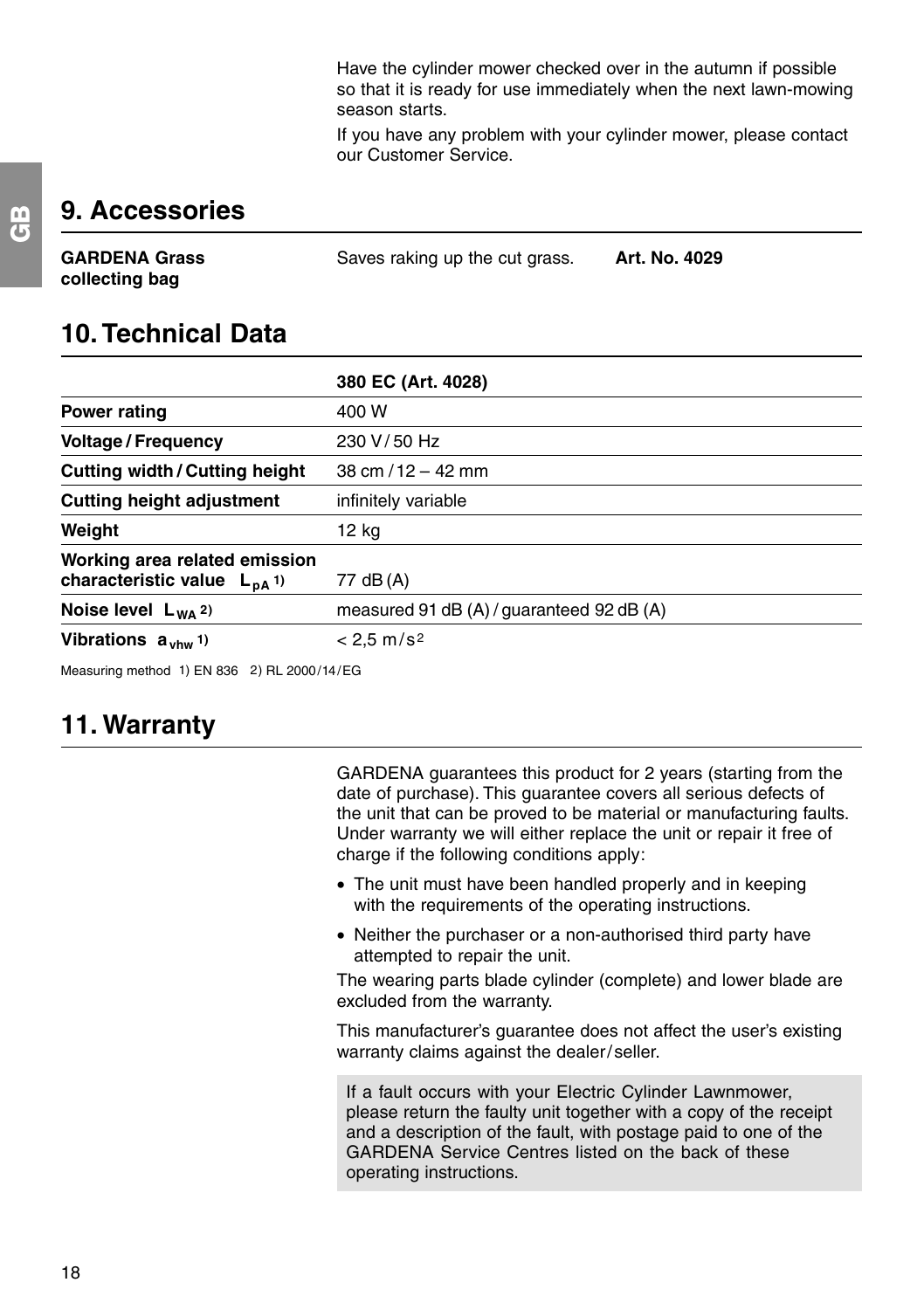Have the cylinder mower checked over in the autumn if possible so that it is ready for use immediately when the next lawn-mowing season starts.

If you have any problem with your cylinder mower, please contact our Customer Service.

## 9. Accessories

| | | |
|---|---|---|
| **GARDENA Grass collecting bag** | Saves raking up the cut grass. | **Art. No. 4029** |

## 10. Technical Data

| | **380 EC (Art. 4028)** |
|---|---|
| **Power rating** | 400 W |
| **Voltage / Frequency** | 230 V / 50 Hz |
| **Cutting width / Cutting height** | 38 cm / 12 – 42 mm |
| **Cutting height adjustment** | infinitely variable |
| **Weight** | 12 kg |
| **Working area related emission characteristic value $L_{pA}$ 1)** | 77 dB (A) |
| **Noise level $L_{WA}$ 2)** | measured 91 dB (A) / guaranteed 92 dB (A) |
| **Vibrations $a_{vhw}$ 1)** | < 2,5 m/s² |

Measuring method 1) EN 836 2) RL 2000/14/EG

## 11. Warranty

GARDENA guarantees this product for 2 years (starting from the date of purchase). This guarantee covers all serious defects of the unit that can be proved to be material or manufacturing faults. Under warranty we will either replace the unit or repair it free of charge if the following conditions apply:

- The unit must have been handled properly and in keeping with the requirements of the operating instructions.
- Neither the purchaser or a non-authorised third party have attempted to repair the unit.

The wearing parts blade cylinder (complete) and lower blade are excluded from the warranty.

This manufacturer's guarantee does not affect the user's existing warranty claims against the dealer/seller.

If a fault occurs with your Electric Cylinder Lawnmower, please return the faulty unit together with a copy of the receipt and a description of the fault, with postage paid to one of the GARDENA Service Centres listed on the back of these operating instructions.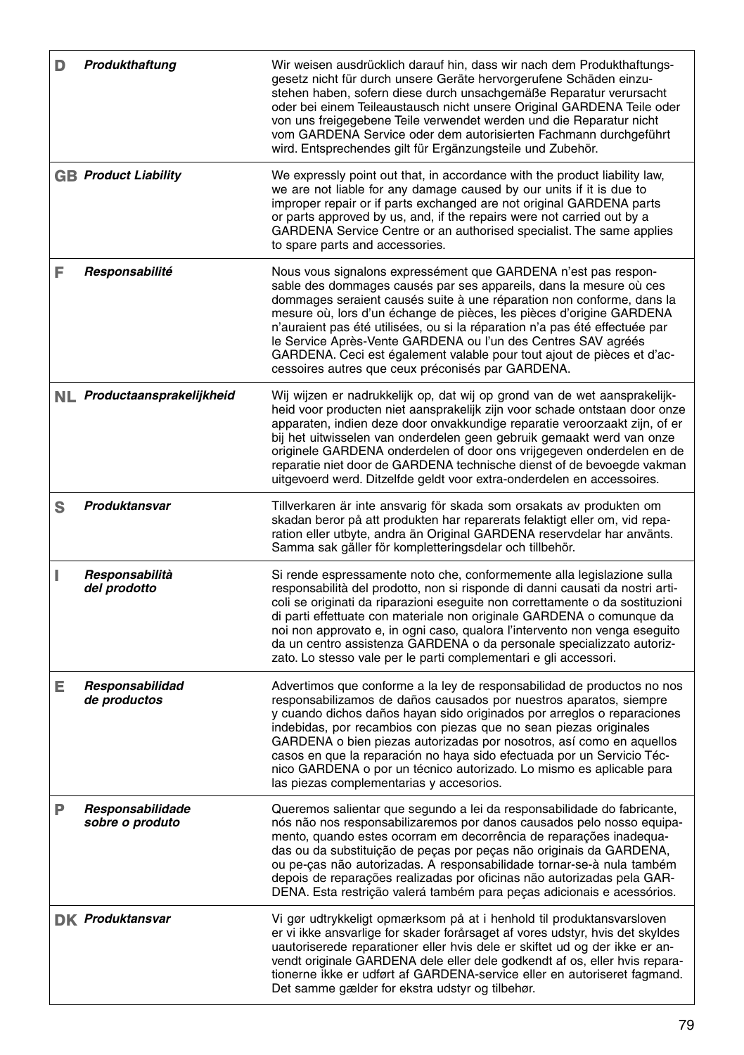| | | |
|---|---|---|
| **D** | ***Produkthaftung*** | Wir weisen ausdrücklich darauf hin, dass wir nach dem Produkthaftungsgesetz nicht für durch unsere Geräte hervorgerufene Schäden einzustehen haben, sofern diese durch unsachgemäße Reparatur verursacht oder bei einem Teileaustausch nicht unsere Original GARDENA Teile oder von uns freigegebene Teile verwendet werden und die Reparatur nicht vom GARDENA Service oder dem autorisierten Fachmann durchgeführt wird. Entsprechendes gilt für Ergänzungsteile und Zubehör. |
| **GB** | ***Product Liability*** | We expressly point out that, in accordance with the product liability law, we are not liable for any damage caused by our units if it is due to improper repair or if parts exchanged are not original GARDENA parts or parts approved by us, and, if the repairs were not carried out by a GARDENA Service Centre or an authorised specialist. The same applies to spare parts and accessories. |
| **F** | ***Responsabilité*** | Nous vous signalons expressément que GARDENA n'est pas responsable des dommages causés par ses appareils, dans la mesure où ces dommages seraient causés suite à une réparation non conforme, dans la mesure où, lors d'un échange de pièces, les pièces d'origine GARDENA n'auraient pas été utilisées, ou si la réparation n'a pas été effectuée par le Service Après-Vente GARDENA ou l'un des Centres SAV agréés GARDENA. Ceci est également valable pour tout ajout de pièces et d'accessoires autres que ceux préconisés par GARDENA. |
| **NL** | ***Productaansprakelijkheid*** | Wij wijzen er nadrukkelijk op, dat wij op grond van de wet aansprakelijkheid voor producten niet aansprakelijk zijn voor schade ontstaan door onze apparaten, indien deze door onvakkundige reparatie veroorzaakt zijn, of er bij het uitwisselen van onderdelen geen gebruik gemaakt werd van onze originele GARDENA onderdelen of door ons vrijgegeven onderdelen en de reparatie niet door de GARDENA technische dienst of de bevoegde vakman uitgevoerd werd. Ditzelfde geldt voor extra-onderdelen en accessoires. |
| **S** | ***Produktansvar*** | Tillverkaren är inte ansvarig för skada som orsakats av produkten om skadan beror på att produkten har reparerats felaktigt eller om, vid reparation eller utbyte, andra än Original GARDENA reservdelar har använts. Samma sak gäller för kompletteringsdelar och tillbehör. |
| **I** | ***Responsabilità del prodotto*** | Si rende espressamente noto che, conformemente alla legislazione sulla responsabilità del prodotto, non si risponde di danni causati da nostri articoli se originati da riparazioni eseguite non correttamente o da sostituzioni di parti effettuate con materiale non originale GARDENA o comunque da noi non approvato e, in ogni caso, qualora l'intervento non venga eseguito da un centro assistenza GARDENA o da personale specializzato autorizzato. Lo stesso vale per le parti complementari e gli accessori. |
| **E** | ***Responsabilidad de productos*** | Advertimos que conforme a la ley de responsabilidad de productos no nos responsabilizamos de daños causados por nuestros aparatos, siempre y cuando dichos daños hayan sido originados por arreglos o reparaciones indebidas, por recambios con piezas que no sean piezas originales GARDENA o bien piezas autorizadas por nosotros, así como en aquellos casos en que la reparación no haya sido efectuada por un Servicio Técnico GARDENA o por un técnico autorizado. Lo mismo es aplicable para las piezas complementarias y accesorios. |
| **P** | ***Responsabilidade sobre o produto*** | Queremos salientar que segundo a lei da responsabilidade do fabricante, nós não nos responsabilizaremos por danos causados pelo nosso equipamento, quando estes ocorram em decorrência de reparações inadequadas ou da substituição de peças por peças não originais da GARDENA, ou pe-ças não autorizadas. A responsabilidade tornar-se-à nula também depois de reparações realizadas por oficinas não autorizadas pela GARDENA. Esta restrição valerá também para peças adicionais e acessórios. |
| **DK** | ***Produktansvar*** | Vi gør udtrykkeligt opmærksom på at i henhold til produktansvarsloven er vi ikke ansvarlige for skader forårsaget af vores udstyr, hvis det skyldes uautoriserede reparationer eller hvis dele er skiftet ud og der ikke er anvendt originale GARDENA dele eller dele godkendt af os, eller hvis reparationerne ikke er udført af GARDENA-service eller en autoriseret fagmand. Det samme gælder for ekstra udstyr og tilbehør. |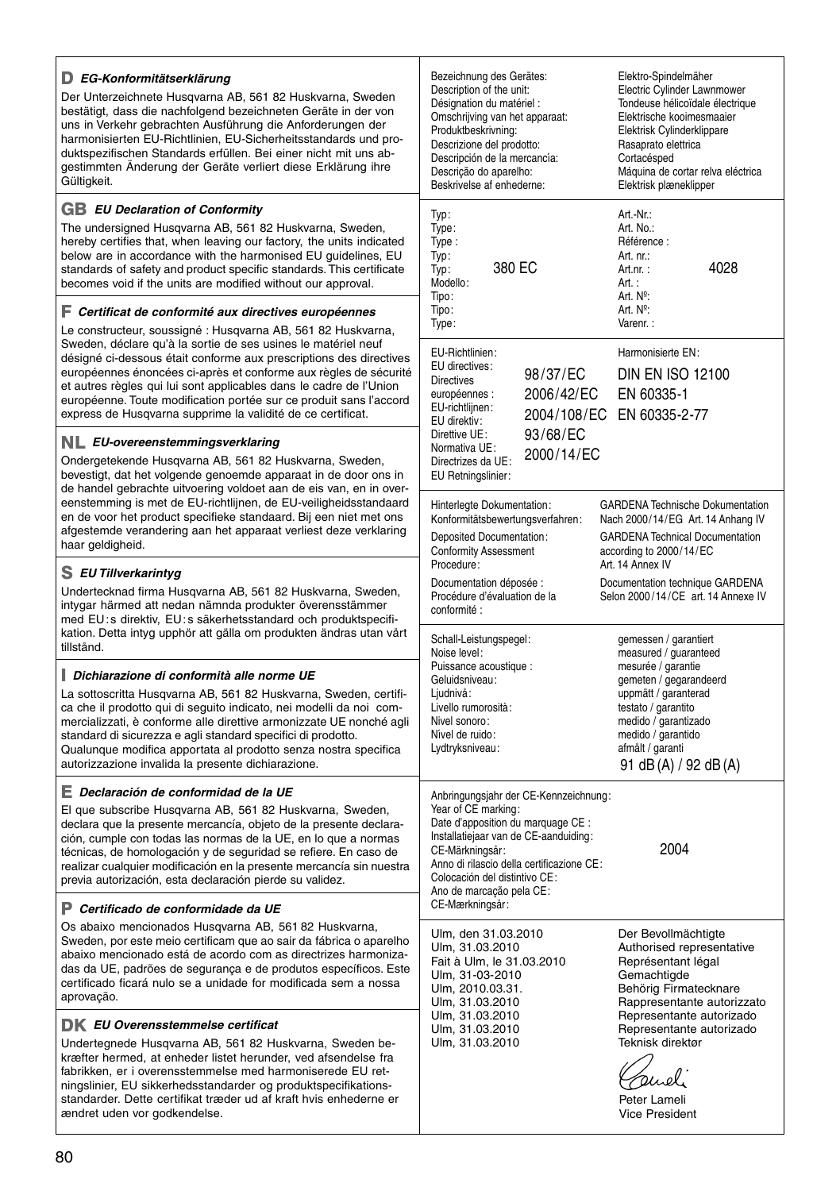## D EG-Konformitätserklärung

Der Unterzeichnete Husqvarna AB, 561 82 Huskvarna, Sweden bestätigt, dass die nachfolgend bezeichneten Geräte in der von uns in Verkehr gebrachten Ausführung die Anforderungen der harmonisierten EU-Richtlinien, EU-Sicherheitsstandards und produktspezifischen Standards erfüllen. Bei einer nicht mit uns abgestimmten Änderung der Geräte verliert diese Erklärung ihre Gültigkeit.

## GB EU Declaration of Conformity

The undersigned Husqvarna AB, 561 82 Huskvarna, Sweden, hereby certifies that, when leaving our factory, the units indicated below are in accordance with the harmonised EU guidelines, EU standards of safety and product specific standards. This certificate becomes void if the units are modified without our approval.

## F Certificat de conformité aux directives européennes

Le constructeur, soussigné : Husqvarna AB, 561 82 Huskvarna, Sweden, déclare qu'à la sortie de ses usines le matériel neuf désigné ci-dessous était conforme aux prescriptions des directives européennes énoncées ci-après et conforme aux règles de sécurité et autres règles qui lui sont applicables dans le cadre de l'Union européenne. Toute modification portée sur ce produit sans l'accord express de Husqvarna supprime la validité de ce certificat.

## NL EU-overeenstemmingsverklaring

Ondergetekende Husqvarna AB, 561 82 Huskvarna, Sweden, bevestigt, dat het volgende genoemde apparaat in de door ons in de handel gebrachte uitvoering voldoet aan de eis van, en in overeenstemming is met de EU-richtlijnen, de EU-veiligheidsstandaard en de voor het product specifieke standaard. Bij een niet met ons afgestemde verandering aan het apparaat verliest deze verklaring haar geldigheid.

## S EU Tillverkarintyg

Undertecknad firma Husqvarna AB, 561 82 Huskvarna, Sweden, intygar härmed att nedan nämnda produkter överensstämmer med EU:s direktiv, EU:s säkerhetsstandard och produktspecifikation. Detta intyg upphör att gälla om produkten ändras utan vårt tillstånd.

## I Dichiarazione di conformità alle norme UE

La sottoscritta Husqvarna AB, 561 82 Huskvarna, Sweden, certifica che il prodotto qui di seguito indicato, nei modelli da noi commercializzati, è conforme alle direttive armonizzate UE nonché agli standard di sicurezza e agli standard specifici di prodotto. Qualunque modifica apportata al prodotto senza nostra specifica autorizzazione invalida la presente dichiarazione.

## E Declaración de conformidad de la UE

El que subscribe Husqvarna AB, 561 82 Huskvarna, Sweden, declara que la presente mercancía, objeto de la presente declaración, cumple con todas las normas de la UE, en lo que a normas técnicas, de homologación y de seguridad se refiere. En caso de realizar cualquier modificación en la presente mercancía sin nuestra previa autorización, esta declaración pierde su validez.

## P Certificado de conformidade da UE

Os abaixo mencionados Husqvarna AB, 561 82 Huskvarna, Sweden, por este meio certificam que ao sair da fábrica o aparelho abaixo mencionado está de acordo com as directrizes harmonizadas da UE, padrões de segurança e de produtos específicos. Este certificado ficará nulo se a unidade for modificada sem a nossa aprovação.

## DK EU Overensstemmelse certificat

Undertegnede Husqvarna AB, 561 82 Huskvarna, Sweden bekræfter hermed, at enheder listet herunder, ved afsendelse fra fabrikken, er i overensstemmelse med harmoniserede EU retningslinier, EU sikkerhedsstandarder og produktspecifikationsstandarder. Dette certifikat træder ud af kraft hvis enhederne er ændret uden vor godkendelse.

---

Bezeichnung des Gerätes: / Description of the unit: / Désignation du matériel : / Omschrijving van het apparaat: / Produktbeskrivning: / Descrizione del prodotto: / Descripción de la mercancía: / Descrição do aparelho: / Beskrivelse af enhederne:

Elektro-Spindelmäher / Electric Cylinder Lawnmower / Tondeuse hélicoïdale électrique / Elektrische kooimesmaaier / Elektrisk Cylinderklippare / Rasaprato elettrica / Cortacésped / Máquina de cortar relva eléctrica / Elektrisk plæneklipper

Typ: / Type: / Type : / Typ: / Typ: / Modello: / Tipo: / Tipo: / Type: **380 EC**

Art.-Nr.: / Art. No.: / Référence : / Art. nr.: / Art.nr. : / Art. : / Art. Nº: / Art. Nº: / Varenr. : **4028**

EU-Richtlinien: / EU directives: / Directives européennes : / EU-richtlijnen: / EU direktiv: / Direttive UE: / Normativa UE: / Directrizes da UE: / EU Retningslinier:

98/37/EC
2006/42/EC
2004/108/EC
93/68/EC
2000/14/EC

Harmonisierte EN:

DIN EN ISO 12100
EN 60335-1
EN 60335-2-77

Hinterlegte Dokumentation: / Konformitätsbewertungsverfahren: GARDENA Technische Dokumentation / Nach 2000/14/EG Art. 14 Anhang IV

Deposited Documentation: / Conformity Assessment Procedure: GARDENA Technical Documentation / according to 2000/14/EC Art. 14 Annex IV

Documentation déposée : / Procédure d'évaluation de la conformité : Documentation technique GARDENA / Selon 2000/14/CE art. 14 Annexe IV

Schall-Leistungspegel: / Noise level: / Puissance acoustique : / Geluidsniveau: / Ljudnivå: / Livello rumorosità: / Nivel sonoro: / Nível de ruido: / Lydtryksniveau:

gemessen / garantiert / measured / guaranteed / mesurée / garantie / gemeten / gegarandeerd / uppmätt / garanterad / testato / garantito / medido / garantizado / medido / garantido / afmålt / garanti

91 dB(A) / 92 dB(A)

Anbringungsjahr der CE-Kennzeichnung: / Year of CE marking: / Date d'apposition du marquage CE : / Installatiejaar van de CE-aanduiding: / CE-Märkningsår: / Anno di rilascio della certificazione CE: / Colocación del distintivo CE: / Ano de marcação pela CE: / CE-Mærkningsår: **2004**

Ulm, den 31.03.2010 — Der Bevollmächtigte
Ulm, 31.03.2010 — Authorised representative
Fait à Ulm, le 31.03.2010 — Représentant légal
Ulm, 31-03-2010 — Gemachtigde
Ulm, 2010.03.31. — Behörig Firmatecknare
Ulm, 31.03.2010 — Rappresentante autorizzato
Ulm, 31.03.2010 — Representante autorizado
Ulm, 31.03.2010 — Representante autorizado
Ulm, 31.03.2010 — Teknisk direktør

Peter Lameli
Vice President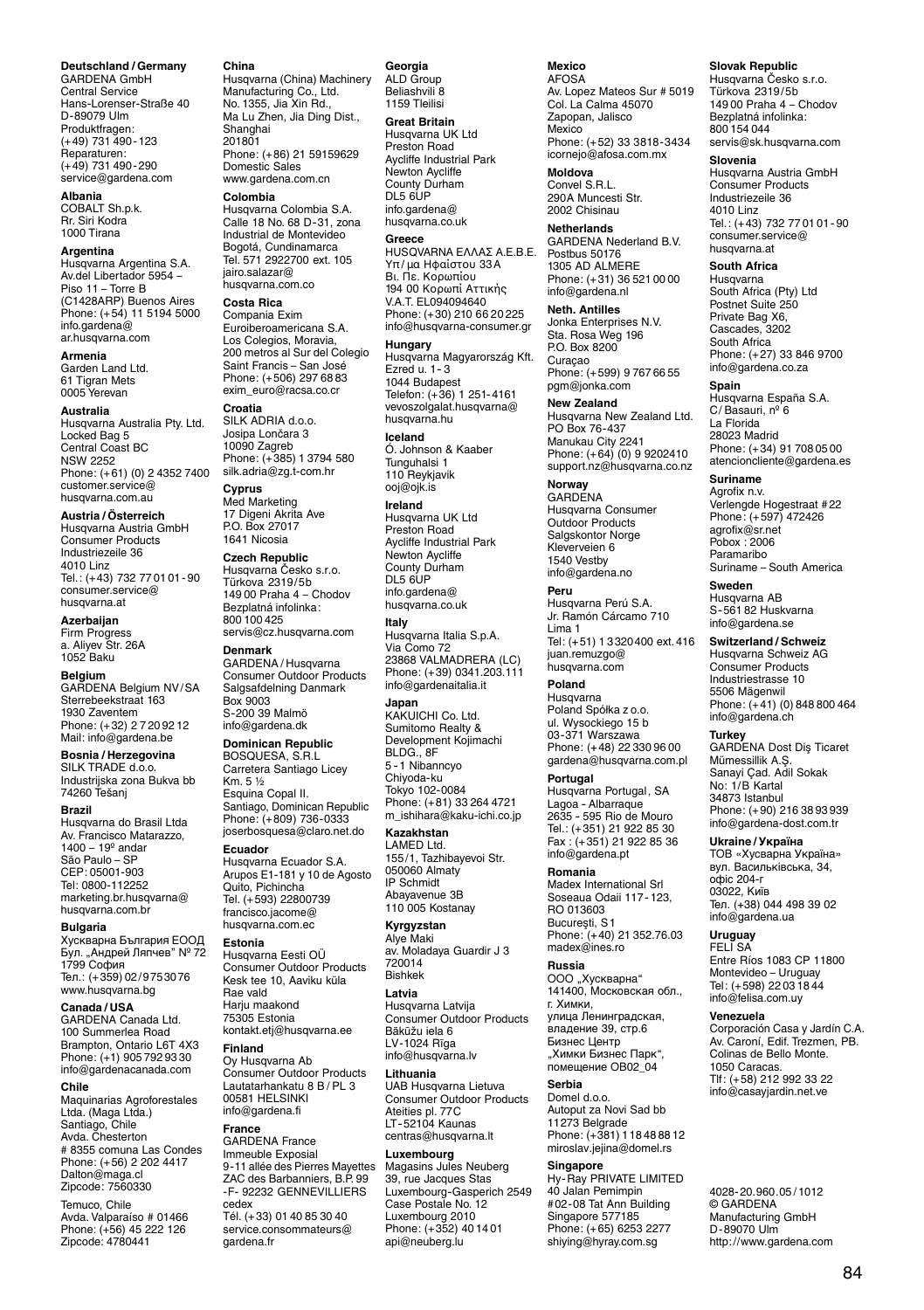**Deutschland / Germany**
GARDENA GmbH
Central Service
Hans-Lorenser-Straße 40
D-89079 Ulm
Produktfragen:
(+49) 731 490-123
Reparaturen:
(+49) 731 490-290
service@gardena.com

**Albania**
COBALT Sh.p.k.
Rr. Siri Kodra
1000 Tirana

**Argentina**
Husqvarna Argentina S.A.
Av.del Libertador 5954 –
Piso 11 – Torre B
(C1428ARP) Buenos Aires
Phone: (+54) 11 5194 5000
info.gardena@
ar.husqvarna.com

**Armenia**
Garden Land Ltd.
61 Tigran Mets
0005 Yerevan

**Australia**
Husqvarna Australia Pty. Ltd.
Locked Bag 5
Central Coast BC
NSW 2252
Phone: (+61) (0) 2 4352 7400
customer.service@
husqvarna.com.au

**Austria / Österreich**
Husqvarna Austria GmbH
Consumer Products
Industriezeile 36
4010 Linz
Tel.: (+43) 732 77 01 01-90
consumer.service@
husqvarna.at

**Azerbaijan**
Firm Progress
a. Aliyev Str. 26A
1052 Baku

**Belgium**
GARDENA Belgium NV/SA
Sterrebeekstraat 163
1930 Zaventem
Phone: (+32) 2 7 20 92 12
Mail: info@gardena.be

**Bosnia / Herzegovina**
SILK TRADE d.o.o.
Industrijska zona Bukva bb
74260 Tešanj

**Brazil**
Husqvarna do Brasil Ltda
Av. Francisco Matarazzo,
1400 – 19º andar
São Paulo – SP
CEP: 05001-903
Tel: 0800-112252
marketing.br.husqvarna@
husqvarna.com.br

**Bulgaria**
Хускварна България ЕООД
Бул. „Андрей Ляпчев" № 72
1799 София
Тел.: (+359) 02 / 975 30 76
www.husqvarna.bg

**Canada / USA**
GARDENA Canada Ltd.
100 Summerlea Road
Brampton, Ontario L6T 4X3
Phone: (+1) 905 792 93 30
info@gardenacanada.com

**Chile**
Maquinarias Agroforestales
Ltda. (Maga Ltda.)
Santiago, Chile
Avda. Chesterton
# 8355 comuna Las Condes
Phone: (+56) 2 202 4417
Dalton@maga.cl
Zipcode: 7560330

Temuco, Chile
Avda. Valparaíso # 01466
Phone: (+56) 45 222 126
Zipcode: 4780441

**China**
Husqvarna (China) Machinery
Manufacturing Co., Ltd.
No. 1355, Jia Xin Rd.,
Ma Lu Zhen, Jia Ding Dist.,
Shanghai
201801
Phone: (+86) 21 59159629
Domestic Sales
www.gardena.com.cn

**Colombia**
Husqvarna Colombia S.A.
Calle 18 No. 68 D-31, zona
Industrial de Montevideo
Bogotá, Cundinamarca
Tel. 571 2922700 ext. 105
jairo.salazar@
husqvarna.com.co

**Costa Rica**
Compania Exim
Euroiberoamericana S.A.
Los Colegios, Moravia,
200 metros al Sur del Colegio
Saint Francis – San José
Phone: (+506) 297 68 83
exim_euro@racsa.co.cr

**Croatia**
SILK ADRIA d.o.o.
Josipa Lončara 3
10090 Zagreb
Phone: (+385) 1 3794 580
silk.adria@zg.t-com.hr

**Cyprus**
Med Marketing
17 Digeni Akrita Ave
P.O. Box 27017
1641 Nicosia

**Czech Republic**
Husqvarna Česko s.r.o.
Türkova 2319/5b
149 00 Praha 4 – Chodov
Bezplatná infolinka:
800 100 425
servis@cz.husqvarna.com

**Denmark**
GARDENA / Husqvarna
Consumer Outdoor Products
Salgsafdelning Danmark
Box 9003
S-200 39 Malmö
info@gardena.dk

**Dominican Republic**
BOSQUESA, S.R.L
Carretera Santiago Licey
Km. 5 ½
Esquina Copal II.
Santiago, Dominican Republic
Phone: (+809) 736-0333
joserbosquesa@claro.net.do

**Ecuador**
Husqvarna Ecuador S.A.
Arupos E1-181 y 10 de Agosto
Quito, Pichincha
Tel. (+593) 22800739
francisco.jacome@
husqvarna.com.ec

**Estonia**
Husqvarna Eesti OÜ
Consumer Outdoor Products
Kesk tee 10, Aaviku küla
Rae vald
Harju maakond
75305 Estonia
kontakt.etj@husqvarna.ee

**Finland**
Oy Husqvarna Ab
Consumer Outdoor Products
Lautatarhankatu 8 B / PL 3
00581 HELSINKI
info@gardena.fi

**France**
GARDENA France
Immeuble Exposial
9-11 allée des Pierres Mayettes
ZAC des Barbanniers, B.P. 99
-F- 92232 GENNEVILLIERS
cedex
Tél. (+33) 01 40 85 30 40
service.consommateurs@
gardena.fr

**Georgia**
ALD Group
Beliashvili 8
1159 Tleilisi

**Great Britain**
Husqvarna UK Ltd
Preston Road
Aycliffe Industrial Park
Newton Aycliffe
County Durham
DL5 6UP
info.gardena@
husqvarna.co.uk

**Greece**
HUSQVARNA ΕΛΛΑΣ A.E.B.E.
Υπ / μα Ηφαίστου 33A
Βι. Πε. Κρωπίου
194 00 Κρωπί Αττικής
V.A.T. EL094094640
Phone: (+30) 210 66 20 225
info@husqvarna-consumer.gr

**Hungary**
Husqvarna Magyarország Kft.
Ezred u. 1-3
1044 Budapest
Telefon: (+36) 1 251-4161
vevoszolgalat.husqvarna@
husqvarna.hu

**Iceland**
Ó. Johnson & Kaaber
Tunguhalsi 1
110 Reykjavik
ooj@ojk.is

**Ireland**
Husqvarna UK Ltd
Preston Road
Aycliffe Industrial Park
Newton Aycliffe
County Durham
DL5 6UP
info.gardena@
husqvarna.co.uk

**Italy**
Husqvarna Italia S.p.A.
Via Como 72
23868 VALMADRERA (LC)
Phone: (+39) 0341.203.111
info@gardenaitalia.it

**Japan**
KAKUICHI Co. Ltd.
Sumitomo Realty &
Development Kojimachi
BLDG., 8F
5-1 Nibanncyo
Chiyoda-ku
Tokyo 102-0084
Phone: (+81) 33 264 4721
m_ishihara@kaku-ichi.co.jp

**Kazakhstan**
LAMED Ltd.
155/1, Tazhibayevoi Str.
050060 Almaty
IP Schmidt
Abayavenue 3B
110 005 Kostanay

**Kyrgyzstan**
Alye Maki
av. Moladaya Guardir J 3
720014
Bishkek

**Latvia**
Husqvarna Latvija
Consumer Outdoor Products
Bākūžu iela 6
LV-1024 Rīga
info@husqvarna.lv

**Lithuania**
UAB Husqvarna Lietuva
Consumer Outdoor Products
Ateities pl. 77C
LT-52104 Kaunas
centras@husqvarna.lt

**Luxembourg**
Magasins Jules Neuberg
39, rue Jacques Stas
Luxembourg-Gasperich 2549
Case Postale No. 12
Luxembourg 2010
Phone: (+352) 40 14 01
api@neuberg.lu

**Mexico**
AFOSA
Av. Lopez Mateos Sur # 5019
Col. La Calma 45070
Zapopan, Jalisco
Mexico
Phone: (+52) 33 3818-3434
icornejo@afosa.com.mx

**Moldova**
Convel S.R.L.
290A Muncesti Str.
2002 Chisinau

**Netherlands**
GARDENA Nederland B.V.
Postbus 50176
1305 AD ALMERE
Phone: (+31) 36 521 00 00
info@gardena.nl

**Neth. Antilles**
Jonka Enterprises N.V.
Sta. Rosa Weg 196
P.O. Box 8200
Curaçao
Phone: (+599) 9 767 66 55
pgm@jonka.com

**New Zealand**
Husqvarna New Zealand Ltd.
PO Box 76-437
Manukau City 2241
Phone: (+64) (0) 9 9202410
support.nz@husqvarna.co.nz

**Norway**
GARDENA
Husqvarna Consumer
Outdoor Products
Salgskontor Norge
Kleverveien 6
1540 Vestby
info@gardena.no

**Peru**
Husqvarna Perú S.A.
Jr. Ramón Cárcamo 710
Lima 1
Tel: (+51) 1 3320400 ext. 416
juan.remuzgo@
husqvarna.com

**Poland**
Husqvarna
Poland Spółka z o.o.
ul. Wysockiego 15 b
03-371 Warszawa
Phone: (+48) 22 330 96 00
gardena@husqvarna.com.pl

**Portugal**
Husqvarna Portugal, SA
Lagoa - Albarraque
2635 - 595 Rio de Mouro
Tel.: (+351) 21 922 85 30
Fax: (+351) 21 922 85 36
info@gardena.pt

**Romania**
Madex International Srl
Soseaua Odaii 117-123,
RO 013603
Bucureşti, S1
Phone: (+40) 21 352.76.03
madex@ines.ro

**Russia**
ООО „Хускварна"
141400, Московская обл.,
г. Химки,
улица Ленинградская,
владение 39, стр.6
Бизнес Центр
„Химки Бизнес Парк",
помещение ОВ02_04

**Serbia**
Domel d.o.o.
Autoput za Novi Sad bb
11273 Belgrade
Phone: (+381) 118 48 88 12
miroslav.jejina@domel.rs

**Singapore**
Hy-Ray PRIVATE LIMITED
40 Jalan Pemimpin
#02-08 Tat Ann Building
Singapore 577185
Phone: (+65) 6253 2277
shiying@hyray.com.sg

**Slovak Republic**
Husqvarna Česko s.r.o.
Türkova 2319/5b
149 00 Praha 4 – Chodov
Bezplatná infolinka:
800 154 044
servis@sk.husqvarna.com

**Slovenia**
Husqvarna Austria GmbH
Consumer Products
Industriezeile 36
4010 Linz
Tel.: (+43) 732 77 01 01-90
consumer.service@
husqvarna.at

**South Africa**
Husqvarna
South Africa (Pty) Ltd
Postnet Suite 250
Private Bag X6,
Cascades, 3202
South Africa
Phone: (+27) 33 846 9700
info@gardena.co.za

**Spain**
Husqvarna España S.A.
C/ Basauri, nº 6
La Florida
28023 Madrid
Phone: (+34) 91 708 05 00
atencioncliente@gardena.es

**Suriname**
Agrofix n.v.
Verlengde Hogestraat # 22
Phone: (+597) 472426
agrofix@sr.net
Pobox: 2006
Paramaribo
Suriname – South America

**Sweden**
Husqvarna AB
S-561 82 Huskvarna
info@gardena.se

**Switzerland / Schweiz**
Husqvarna Schweiz AG
Consumer Products
Industriestrasse 10
5506 Mägenwil
Phone: (+41) (0) 848 800 464
info@gardena.ch

**Turkey**
GARDENA Dost Diş Ticaret
Mümessillik A.Ş.
Sanayi Çad. Adil Sokak
No: 1/B Kartal
34873 Istanbul
Phone: (+90) 216 38 93 939
info@gardena-dost.com.tr

**Ukraine / Україна**
ТОВ «Хусварна Україна»
вул. Васильківська, 34,
офіс 204-г
03022, Київ
Тел. (+38) 044 498 39 02
info@gardena.ua

**Uruguay**
FELI SA
Entre Ríos 1083 CP 11800
Montevideo – Uruguay
Tel: (+598) 22 03 18 44
info@felisa.com.uy

**Venezuela**
Corporación Casa y Jardín C.A.
Av. Caroní, Edif. Trezmen, PB.
Colinas de Bello Monte.
1050 Caracas.
Tlf: (+58) 212 992 33 22
info@casayjardin.net.ve

4028-20.960.05 / 1012
© GARDENA
Manufacturing GmbH
D-89070 Ulm
http://www.gardena.com